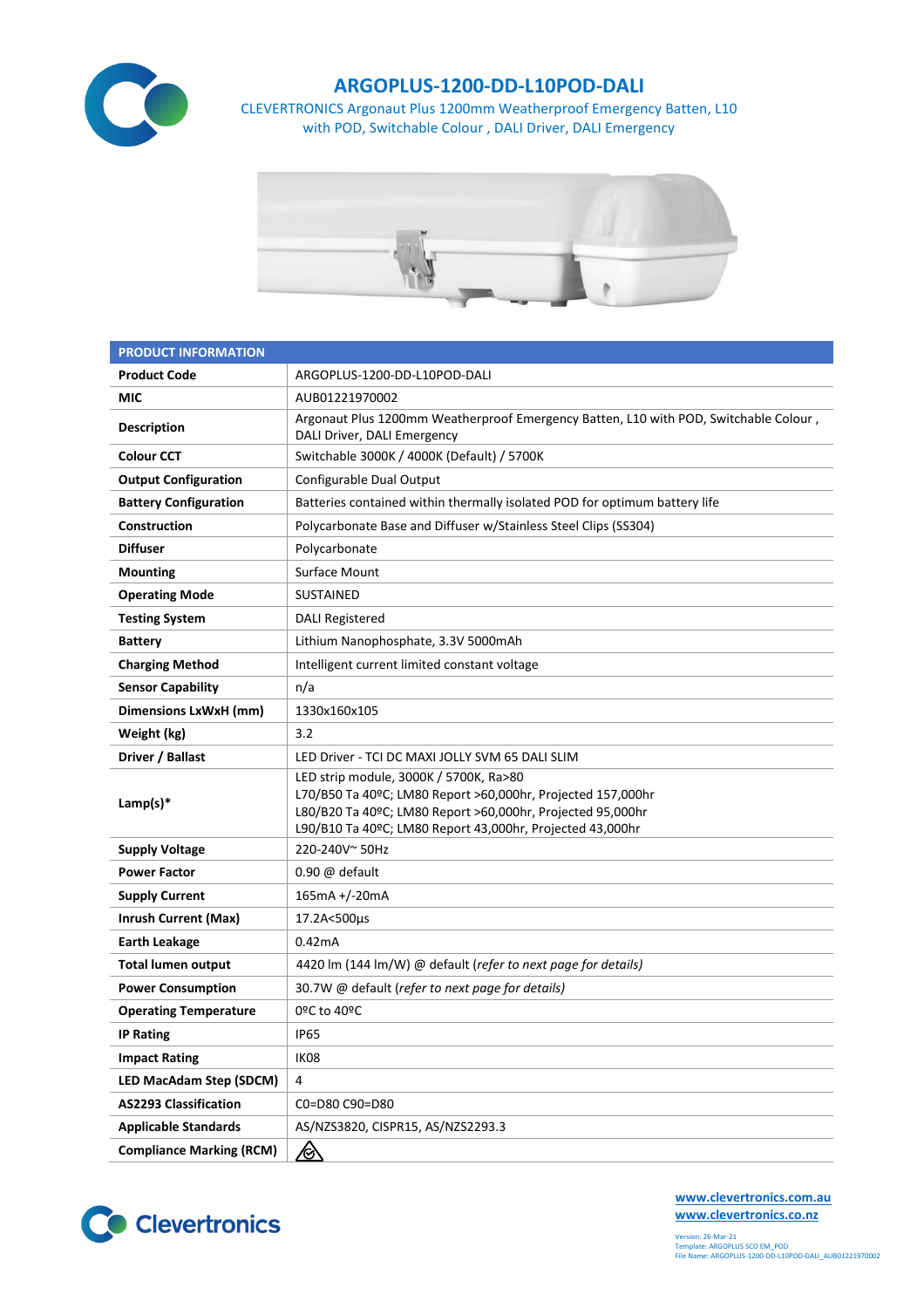# ARGOPLUS-1200-DD-L10POD-DALI

CLEVERTRONICS Argonaut Plus 1200mm Weatherproof Emergency Batten, L10 with POD, Switchable Colour , DALI Driver, DALI Emergency

| PRODUCT INFORMATION | |
|---|---|
| **Product Code** | ARGOPLUS-1200-DD-L10POD-DALI |
| **MIC** | AUB01221970002 |
| **Description** | Argonaut Plus 1200mm Weatherproof Emergency Batten, L10 with POD, Switchable Colour , DALI Driver, DALI Emergency |
| **Colour CCT** | Switchable 3000K / 4000K (Default) / 5700K |
| **Output Configuration** | Configurable Dual Output |
| **Battery Configuration** | Batteries contained within thermally isolated POD for optimum battery life |
| **Construction** | Polycarbonate Base and Diffuser w/Stainless Steel Clips (SS304) |
| **Diffuser** | Polycarbonate |
| **Mounting** | Surface Mount |
| **Operating Mode** | SUSTAINED |
| **Testing System** | DALI Registered |
| **Battery** | Lithium Nanophosphate, 3.3V 5000mAh |
| **Charging Method** | Intelligent current limited constant voltage |
| **Sensor Capability** | n/a |
| **Dimensions LxWxH (mm)** | 1330x160x105 |
| **Weight (kg)** | 3.2 |
| **Driver / Ballast** | LED Driver - TCI DC MAXI JOLLY SVM 65 DALI SLIM |
| **Lamp(s)*** | LED strip module, 3000K / 5700K, Ra>80<br>L70/B50 Ta 40ºC; LM80 Report >60,000hr, Projected 157,000hr<br>L80/B20 Ta 40ºC; LM80 Report >60,000hr, Projected 95,000hr<br>L90/B10 Ta 40ºC; LM80 Report 43,000hr, Projected 43,000hr |
| **Supply Voltage** | 220-240V~ 50Hz |
| **Power Factor** | 0.90 @ default |
| **Supply Current** | 165mA +/-20mA |
| **Inrush Current (Max)** | 17.2A<500µs |
| **Earth Leakage** | 0.42mA |
| **Total lumen output** | 4420 lm (144 lm/W) @ default (*refer to next page for details)* |
| **Power Consumption** | 30.7W @ default (*refer to next page for details)* |
| **Operating Temperature** | 0ºC to 40ºC |
| **IP Rating** | IP65 |
| **Impact Rating** | IK08 |
| **LED MacAdam Step (SDCM)** | 4 |
| **AS2293 Classification** | C0=D80 C90=D80 |
| **Applicable Standards** | AS/NZS3820, CISPR15, AS/NZS2293.3 |
| **Compliance Marking (RCM)** | |

www.clevertronics.com.au
www.clevertronics.co.nz

Version: 26-Mar-21
Template: ARGOPLUS SCO EM_POD
File Name: ARGOPLUS-1200-DD-L10POD-DALI_AUB01221970002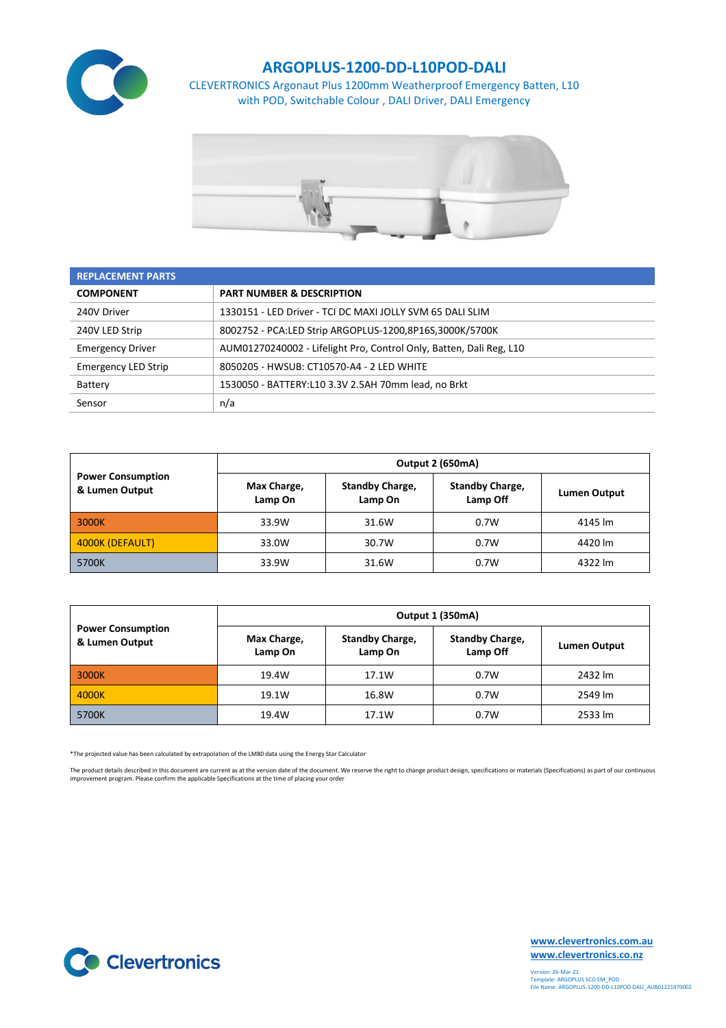# ARGOPLUS-1200-DD-L10POD-DALI

CLEVERTRONICS Argonaut Plus 1200mm Weatherproof Emergency Batten, L10 with POD, Switchable Colour , DALI Driver, DALI Emergency

| REPLACEMENT PARTS | |
|---|---|
| **COMPONENT** | **PART NUMBER & DESCRIPTION** |
| 240V Driver | 1330151 - LED Driver - TCI DC MAXI JOLLY SVM 65 DALI SLIM |
| 240V LED Strip | 8002752 - PCA:LED Strip ARGOPLUS-1200,8P16S,3000K/5700K |
| Emergency Driver | AUM01270240002 - Lifelight Pro, Control Only, Batten, Dali Reg, L10 |
| Emergency LED Strip | 8050205 - HWSUB: CT10570-A4 - 2 LED WHITE |
| Battery | 1530050 - BATTERY:L10 3.3V 2.5AH 70mm lead, no Brkt |
| Sensor | n/a |

| Power Consumption & Lumen Output | Output 2 (650mA) | | | |
|---|---|---|---|---|
| | **Max Charge, Lamp On** | **Standby Charge, Lamp On** | **Standby Charge, Lamp Off** | **Lumen Output** |
| 3000K | 33.9W | 31.6W | 0.7W | 4145 lm |
| 4000K (DEFAULT) | 33.0W | 30.7W | 0.7W | 4420 lm |
| 5700K | 33.9W | 31.6W | 0.7W | 4322 lm |

| Power Consumption & Lumen Output | Output 1 (350mA) | | | |
|---|---|---|---|---|
| | **Max Charge, Lamp On** | **Standby Charge, Lamp On** | **Standby Charge, Lamp Off** | **Lumen Output** |
| 3000K | 19.4W | 17.1W | 0.7W | 2432 lm |
| 4000K | 19.1W | 16.8W | 0.7W | 2549 lm |
| 5700K | 19.4W | 17.1W | 0.7W | 2533 lm |

*The projected value has been calculated by extrapolation of the LM80 data using the Energy Star Calculator

The product details described in this document are current as at the version date of the document. We reserve the right to change product design, specifications or materials (Specifications) as part of our continuous improvement program. Please confirm the applicable Specifications at the time of placing your order

Clevertronics

www.clevertronics.com.au
www.clevertronics.co.nz

Version: 26-Mar-21
Template: ARGOPLUS SCO EM_POD
File Name: ARGOPLUS-1200-DD-L10POD-DALI_AUB01221970002